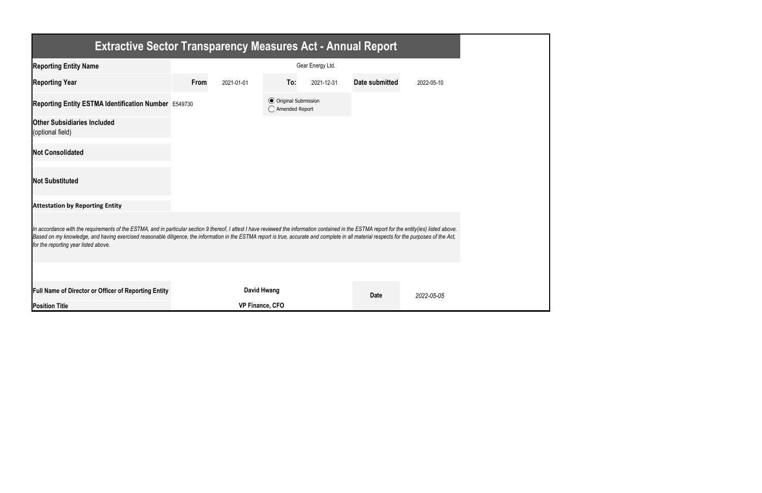# Extractive Sector Transparency Measures Act - Annual Report

| | | | | | | |
|---|---|---|---|---|---|---|
| **Reporting Entity Name** | Gear Energy Ltd. | | | | | |
| **Reporting Year** | **From** | 2021-01-01 | **To:** | 2021-12-31 | **Date submitted** | 2022-05-10 |
| **Reporting Entity ESTMA Identification Number** | E549730 | | ◉ Original Submission ◯ Amended Report | | | |
| **Other Subsidiaries Included** (optional field) | | | | | | |
| **Not Consolidated** | | | | | | |
| **Not Substituted** | | | | | | |

**Attestation by Reporting Entity**

*In accordance with the requirements of the ESTMA, and in particular section 9 thereof, I attest I have reviewed the information contained in the ESTMA report for the entity(ies) listed above. Based on my knowledge, and having exercised reasonable diligence, the information in the ESTMA report is true, accurate and complete in all material respects for the purposes of the Act, for the reporting year listed above.*

| | | | |
|---|---|---|---|
| **Full Name of Director or Officer of Reporting Entity** | **David Hwang** | **Date** | *2022-05-05* |
| **Position Title** | **VP Finance, CFO** | | |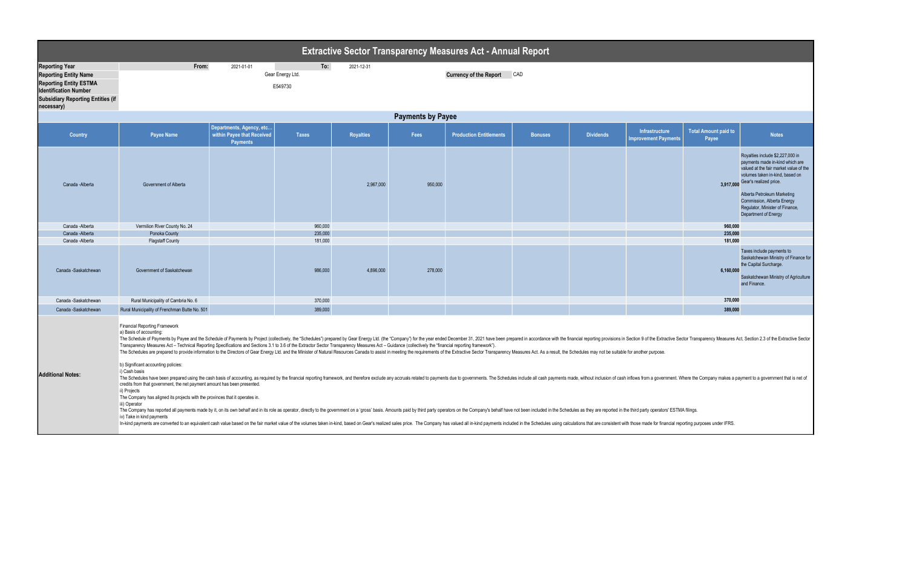# Extractive Sector Transparency Measures Act - Annual Report

| | | | | |
|---|---|---|---|---|
| **Reporting Year** | From: | 2021-01-01 | To: | 2021-12-31 |
| **Reporting Entity Name** | Gear Energy Ltd. | | **Currency of the Report** | CAD |
| **Reporting Entity ESTMA Identification Number** | E549730 | | | |
| **Subsidiary Reporting Entities (if necessary)** | | | | |

## Payments by Payee

| Country | Payee Name | Departments, Agency, etc... within Payee that Received Payments | Taxes | Royalties | Fees | Production Entitlements | Bonuses | Dividends | Infrastructure Improvement Payments | Total Amount paid to Payee | Notes |
|---|---|---|---|---|---|---|---|---|---|---|---|
| Canada -Alberta | Government of Alberta | | | 2,967,000 | 950,000 | | | | | 3,917,000 | Royalties include $2,227,000 in payments made in-kind which are valued at the fair market value of the volumes taken in-kind, based on Gear's realized price. Alberta Petroleum Marketing Commission, Alberta Energy Regulator, Minister of Finance, Department of Energy |
| Canada -Alberta | Vermilion River County No. 24 | | 960,000 | | | | | | | 960,000 | |
| Canada -Alberta | Ponoka County | | 235,000 | | | | | | | 235,000 | |
| Canada -Alberta | Flagstaff County | | 181,000 | | | | | | | 181,000 | |
| Canada -Saskatchewan | Government of Saskatchewan | | 986,000 | 4,896,000 | 278,000 | | | | | 6,160,000 | Taxes include payments to Saskatchewan Ministry of Finance for the Capital Surcharge. Saskatchewan Ministry of Agriculture and Finance. |
| Canada -Saskatchewan | Rural Municipality of Cambria No. 6 | | 370,000 | | | | | | | 370,000 | |
| Canada -Saskatchewan | Rural Municipality of Frenchman Butte No. 501 | | 389,000 | | | | | | | 389,000 | |

**Additional Notes:**

Financial Reporting Framework

a) Basis of accounting:

The Schedule of Payments by Payee and the Schedule of Payments by Project (collectively, the "Schedules") prepared by Gear Energy Ltd. (the "Company") for the year ended December 31, 2021 have been prepared in accordance with the financial reporting provisions in Section 9 of the Extractive Sector Transparency Measures Act, Section 2.3 of the Extractive Sector Transparency Measures Act – Technical Reporting Specifications and Sections 3.1 to 3.6 of the Extractor Sector Transparency Measures Act – Guidance (collectively the "financial reporting framework").

The Schedules are prepared to provide information to the Directors of Gear Energy Ltd. and the Minister of Natural Resources Canada to assist in meeting the requirements of the Extractive Sector Transparency Measures Act. As a result, the Schedules may not be suitable for another purpose.

b) Significant accounting policies:

i) Cash basis

The Schedules have been prepared using the cash basis of accounting, as required by the financial reporting framework, and therefore exclude any accruals related to payments due to governments. The Schedules include all cash payments made, without inclusion of cash inflows from a government. Where the Company makes a payment to a government that is net of credits from that government, the net payment amount has been presented.

ii) Projects

The Company has aligned its projects with the provinces that it operates in.

iii) Operator

The Company has reported all payments made by it, on its own behalf and in its role as operator, directly to the government on a 'gross' basis. Amounts paid by third party operators on the Company's behalf have not been included in the Schedules as they are reported in the third party operators' ESTMA filings.

iv) Take in kind payments

In-kind payments are converted to an equivalent cash value based on the fair market value of the volumes taken in-kind, based on Gear's realized sales price. The Company has valued all in-kind payments included in the Schedules using calculations that are consistent with those made for financial reporting purposes under IFRS.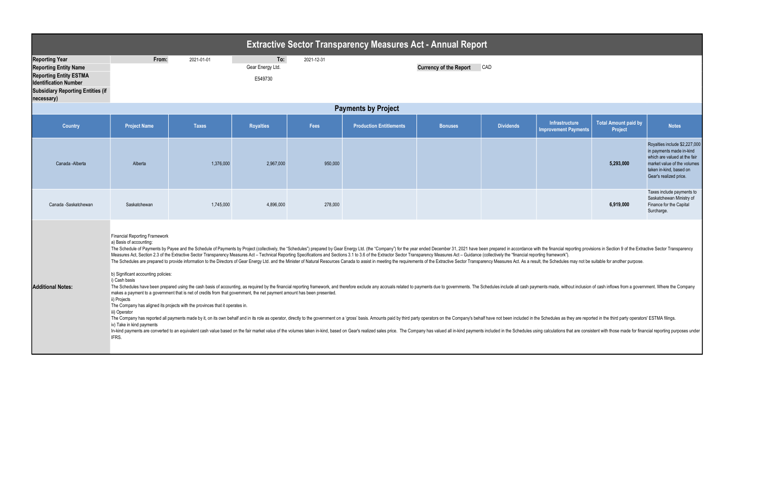# Extractive Sector Transparency Measures Act - Annual Report

| | | | | | |
|---|---|---|---|---|---|
| **Reporting Year** | From: | 2021-01-01 | To: | 2021-12-31 | |
| **Reporting Entity Name** | | Gear Energy Ltd. | | **Currency of the Report** | CAD |
| **Reporting Entity ESTMA Identification Number** | | E549730 | | | |
| **Subsidiary Reporting Entities (if necessary)** | | | | | |

## Payments by Project

| Country | Project Name | Taxes | Royalties | Fees | Production Entitlements | Bonuses | Dividends | Infrastructure Improvement Payments | Total Amount paid by Project | Notes |
|---|---|---|---|---|---|---|---|---|---|---|
| Canada -Alberta | Alberta | 1,376,000 | 2,967,000 | 950,000 | | | | | **5,293,000** | Royalties include $2,227,000 in payments made in-kind which are valued at the fair market value of the volumes taken in-kind, based on Gear's realized price. |
| Canada -Saskatchewan | Saskatchewan | 1,745,000 | 4,896,000 | 278,000 | | | | | **6,919,000** | Taxes include payments to Saskatchewan Ministry of Finance for the Capital Surcharge. |

**Additional Notes:**

Financial Reporting Framework

a) Basis of accounting:

The Schedule of Payments by Payee and the Schedule of Payments by Project (collectively, the "Schedules") prepared by Gear Energy Ltd. (the "Company") for the year ended December 31, 2021 have been prepared in accordance with the financial reporting provisions in Section 9 of the Extractive Sector Transparency Measures Act, Section 2.3 of the Extractive Sector Transparency Measures Act – Technical Reporting Specifications and Sections 3.1 to 3.6 of the Extractor Sector Transparency Measures Act – Guidance (collectively the "financial reporting framework").

The Schedules are prepared to provide information to the Directors of Gear Energy Ltd. and the Minister of Natural Resources Canada to assist in meeting the requirements of the Extractive Sector Transparency Measures Act. As a result, the Schedules may not be suitable for another purpose.

b) Significant accounting policies:

i) Cash basis

The Schedules have been prepared using the cash basis of accounting, as required by the financial reporting framework, and therefore exclude any accruals related to payments due to governments. The Schedules include all cash payments made, without inclusion of cash inflows from a government. Where the Company makes a payment to a government that is net of credits from that government, the net payment amount has been presented.

ii) Projects

The Company has aligned its projects with the provinces that it operates in.

iii) Operator

The Company has reported all payments made by it, on its own behalf and in its role as operator, directly to the government on a 'gross' basis. Amounts paid by third party operators on the Company's behalf have not been included in the Schedules as they are reported in the third party operators' ESTMA filings.

iv) Take in kind payments

In-kind payments are converted to an equivalent cash value based on the fair market value of the volumes taken in-kind, based on Gear's realized sales price. The Company has valued all in-kind payments included in the Schedules using calculations that are consistent with those made for financial reporting purposes under IFRS.